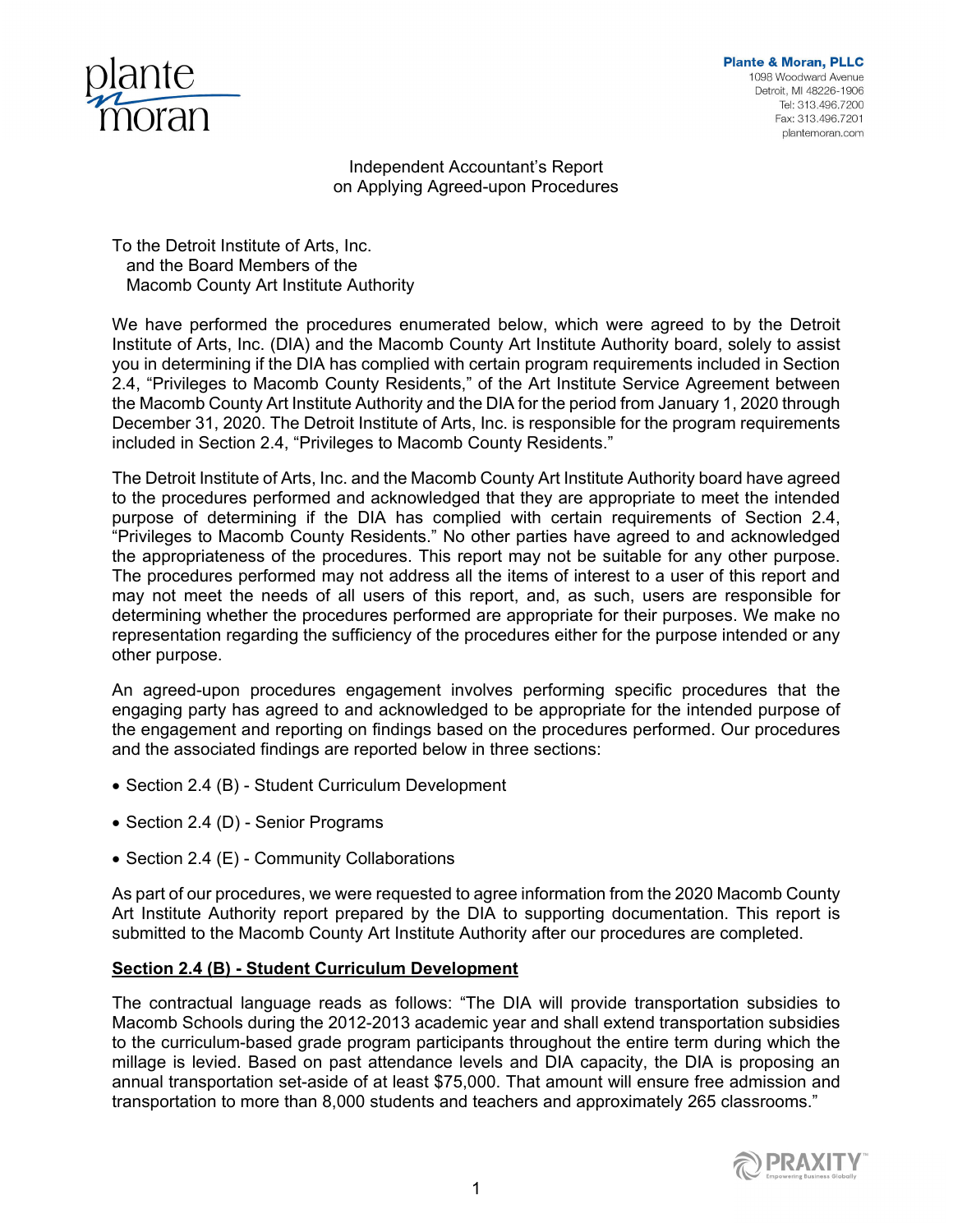plante moran

**Plante & Moran, PLLC**
1098 Woodward Avenue
Detroit, MI 48226-1906
Tel: 313.496.7200
Fax: 313.496.7201
plantemoran.com

Independent Accountant's Report
on Applying Agreed-upon Procedures

To the Detroit Institute of Arts, Inc.
and the Board Members of the
Macomb County Art Institute Authority

We have performed the procedures enumerated below, which were agreed to by the Detroit Institute of Arts, Inc. (DIA) and the Macomb County Art Institute Authority board, solely to assist you in determining if the DIA has complied with certain program requirements included in Section 2.4, "Privileges to Macomb County Residents," of the Art Institute Service Agreement between the Macomb County Art Institute Authority and the DIA for the period from January 1, 2020 through December 31, 2020. The Detroit Institute of Arts, Inc. is responsible for the program requirements included in Section 2.4, "Privileges to Macomb County Residents."

The Detroit Institute of Arts, Inc. and the Macomb County Art Institute Authority board have agreed to the procedures performed and acknowledged that they are appropriate to meet the intended purpose of determining if the DIA has complied with certain requirements of Section 2.4, "Privileges to Macomb County Residents." No other parties have agreed to and acknowledged the appropriateness of the procedures. This report may not be suitable for any other purpose. The procedures performed may not address all the items of interest to a user of this report and may not meet the needs of all users of this report, and, as such, users are responsible for determining whether the procedures performed are appropriate for their purposes. We make no representation regarding the sufficiency of the procedures either for the purpose intended or any other purpose.

An agreed-upon procedures engagement involves performing specific procedures that the engaging party has agreed to and acknowledged to be appropriate for the intended purpose of the engagement and reporting on findings based on the procedures performed. Our procedures and the associated findings are reported below in three sections:

- Section 2.4 (B) - Student Curriculum Development
- Section 2.4 (D) - Senior Programs
- Section 2.4 (E) - Community Collaborations

As part of our procedures, we were requested to agree information from the 2020 Macomb County Art Institute Authority report prepared by the DIA to supporting documentation. This report is submitted to the Macomb County Art Institute Authority after our procedures are completed.

**Section 2.4 (B) - Student Curriculum Development**

The contractual language reads as follows: "The DIA will provide transportation subsidies to Macomb Schools during the 2012-2013 academic year and shall extend transportation subsidies to the curriculum-based grade program participants throughout the entire term during which the millage is levied. Based on past attendance levels and DIA capacity, the DIA is proposing an annual transportation set-aside of at least $75,000. That amount will ensure free admission and transportation to more than 8,000 students and teachers and approximately 265 classrooms."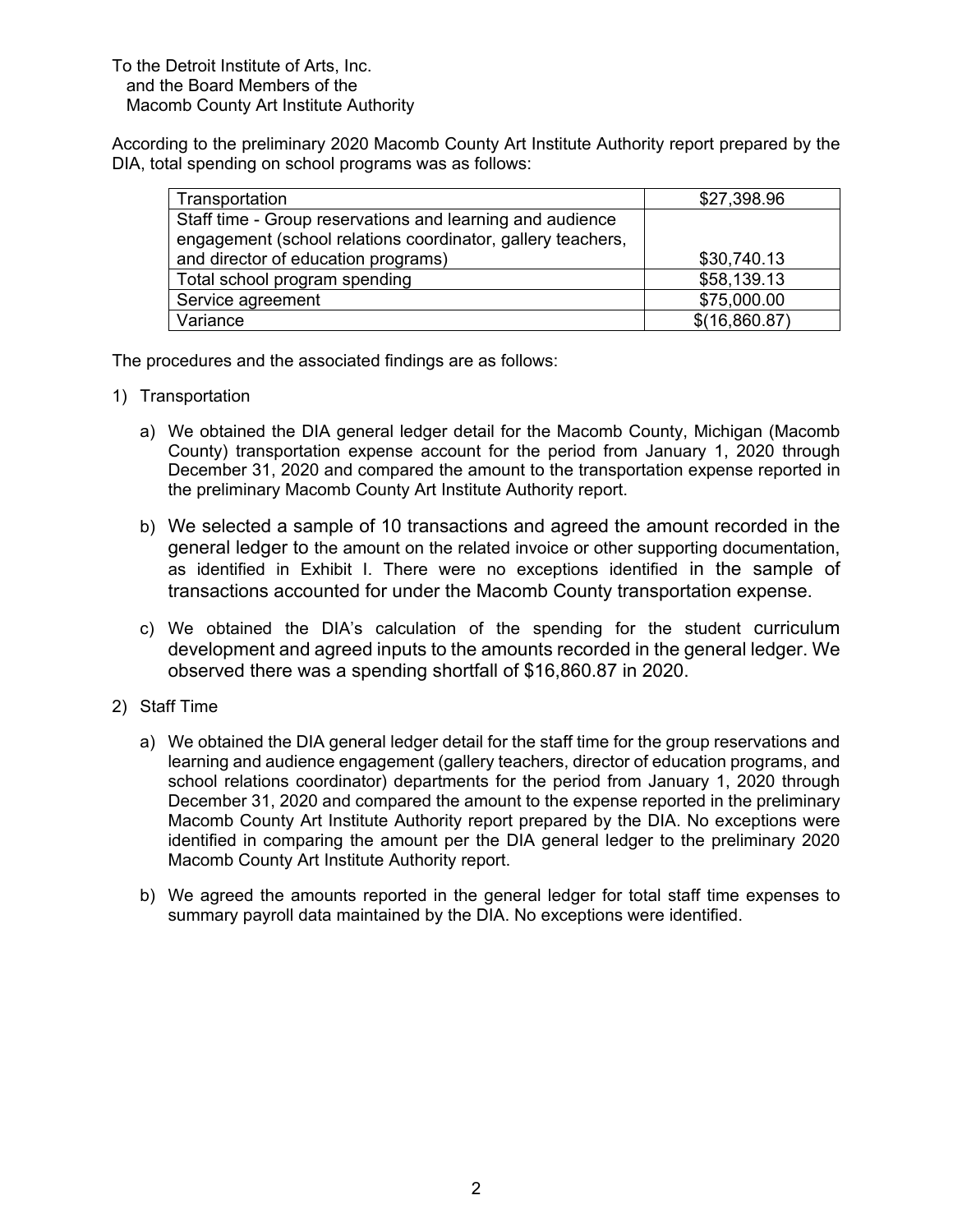To the Detroit Institute of Arts, Inc.
and the Board Members of the
Macomb County Art Institute Authority

According to the preliminary 2020 Macomb County Art Institute Authority report prepared by the DIA, total spending on school programs was as follows:

| | |
|---|---|
| Transportation | $27,398.96 |
| Staff time - Group reservations and learning and audience engagement (school relations coordinator, gallery teachers, and director of education programs) | $30,740.13 |
| Total school program spending | $58,139.13 |
| Service agreement | $75,000.00 |
| Variance | $(16,860.87) |

The procedures and the associated findings are as follows:

1) Transportation

   a) We obtained the DIA general ledger detail for the Macomb County, Michigan (Macomb County) transportation expense account for the period from January 1, 2020 through December 31, 2020 and compared the amount to the transportation expense reported in the preliminary Macomb County Art Institute Authority report.

   b) We selected a sample of 10 transactions and agreed the amount recorded in the general ledger to the amount on the related invoice or other supporting documentation, as identified in Exhibit I. There were no exceptions identified in the sample of transactions accounted for under the Macomb County transportation expense.

   c) We obtained the DIA's calculation of the spending for the student curriculum development and agreed inputs to the amounts recorded in the general ledger. We observed there was a spending shortfall of $16,860.87 in 2020.

2) Staff Time

   a) We obtained the DIA general ledger detail for the staff time for the group reservations and learning and audience engagement (gallery teachers, director of education programs, and school relations coordinator) departments for the period from January 1, 2020 through December 31, 2020 and compared the amount to the expense reported in the preliminary Macomb County Art Institute Authority report prepared by the DIA. No exceptions were identified in comparing the amount per the DIA general ledger to the preliminary 2020 Macomb County Art Institute Authority report.

   b) We agreed the amounts reported in the general ledger for total staff time expenses to summary payroll data maintained by the DIA. No exceptions were identified.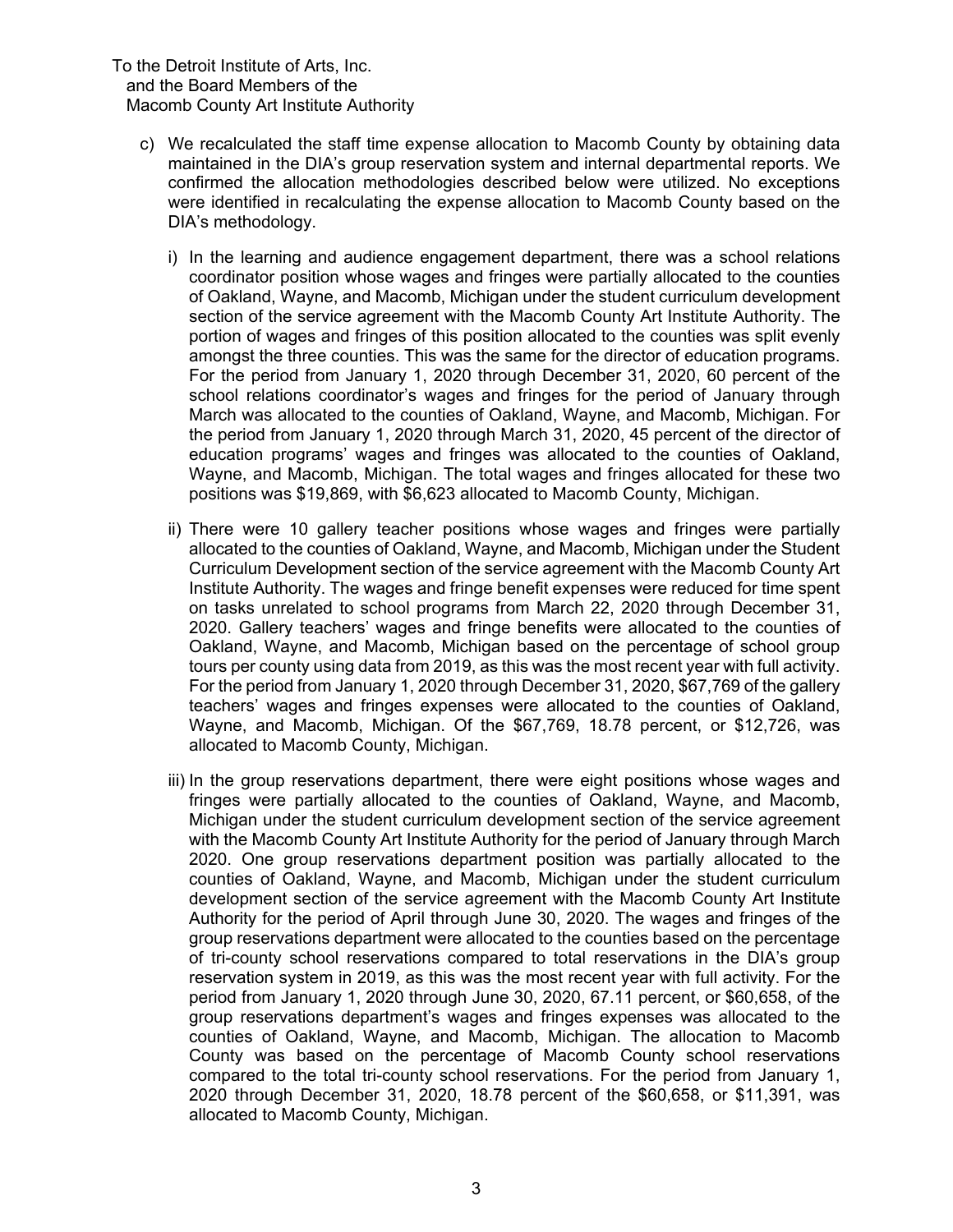To the Detroit Institute of Arts, Inc.
and the Board Members of the
Macomb County Art Institute Authority

c) We recalculated the staff time expense allocation to Macomb County by obtaining data maintained in the DIA's group reservation system and internal departmental reports. We confirmed the allocation methodologies described below were utilized. No exceptions were identified in recalculating the expense allocation to Macomb County based on the DIA's methodology.

   i) In the learning and audience engagement department, there was a school relations coordinator position whose wages and fringes were partially allocated to the counties of Oakland, Wayne, and Macomb, Michigan under the student curriculum development section of the service agreement with the Macomb County Art Institute Authority. The portion of wages and fringes of this position allocated to the counties was split evenly amongst the three counties. This was the same for the director of education programs. For the period from January 1, 2020 through December 31, 2020, 60 percent of the school relations coordinator's wages and fringes for the period of January through March was allocated to the counties of Oakland, Wayne, and Macomb, Michigan. For the period from January 1, 2020 through March 31, 2020, 45 percent of the director of education programs' wages and fringes was allocated to the counties of Oakland, Wayne, and Macomb, Michigan. The total wages and fringes allocated for these two positions was $19,869, with $6,623 allocated to Macomb County, Michigan.

   ii) There were 10 gallery teacher positions whose wages and fringes were partially allocated to the counties of Oakland, Wayne, and Macomb, Michigan under the Student Curriculum Development section of the service agreement with the Macomb County Art Institute Authority. The wages and fringe benefit expenses were reduced for time spent on tasks unrelated to school programs from March 22, 2020 through December 31, 2020. Gallery teachers' wages and fringe benefits were allocated to the counties of Oakland, Wayne, and Macomb, Michigan based on the percentage of school group tours per county using data from 2019, as this was the most recent year with full activity. For the period from January 1, 2020 through December 31, 2020, $67,769 of the gallery teachers' wages and fringes expenses were allocated to the counties of Oakland, Wayne, and Macomb, Michigan. Of the $67,769, 18.78 percent, or $12,726, was allocated to Macomb County, Michigan.

   iii) In the group reservations department, there were eight positions whose wages and fringes were partially allocated to the counties of Oakland, Wayne, and Macomb, Michigan under the student curriculum development section of the service agreement with the Macomb County Art Institute Authority for the period of January through March 2020. One group reservations department position was partially allocated to the counties of Oakland, Wayne, and Macomb, Michigan under the student curriculum development section of the service agreement with the Macomb County Art Institute Authority for the period of April through June 30, 2020. The wages and fringes of the group reservations department were allocated to the counties based on the percentage of tri-county school reservations compared to total reservations in the DIA's group reservation system in 2019, as this was the most recent year with full activity. For the period from January 1, 2020 through June 30, 2020, 67.11 percent, or $60,658, of the group reservations department's wages and fringes expenses was allocated to the counties of Oakland, Wayne, and Macomb, Michigan. The allocation to Macomb County was based on the percentage of Macomb County school reservations compared to the total tri-county school reservations. For the period from January 1, 2020 through December 31, 2020, 18.78 percent of the $60,658, or $11,391, was allocated to Macomb County, Michigan.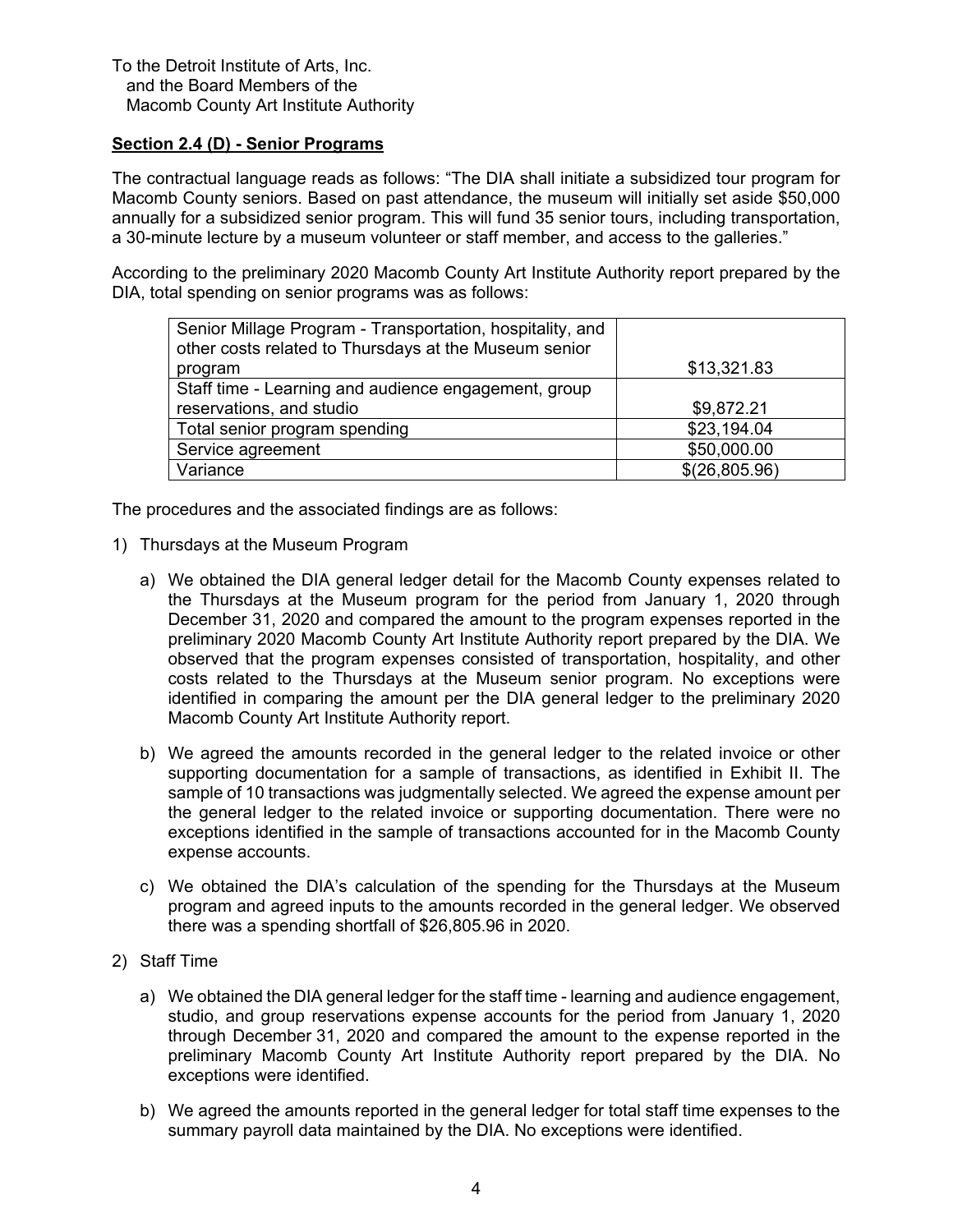To the Detroit Institute of Arts, Inc.
and the Board Members of the
Macomb County Art Institute Authority

**Section 2.4 (D) - Senior Programs**

The contractual language reads as follows: "The DIA shall initiate a subsidized tour program for Macomb County seniors. Based on past attendance, the museum will initially set aside $50,000 annually for a subsidized senior program. This will fund 35 senior tours, including transportation, a 30-minute lecture by a museum volunteer or staff member, and access to the galleries."

According to the preliminary 2020 Macomb County Art Institute Authority report prepared by the DIA, total spending on senior programs was as follows:

| | |
|---|---|
| Senior Millage Program - Transportation, hospitality, and other costs related to Thursdays at the Museum senior program | $13,321.83 |
| Staff time - Learning and audience engagement, group reservations, and studio | $9,872.21 |
| Total senior program spending | $23,194.04 |
| Service agreement | $50,000.00 |
| Variance | $(26,805.96) |

The procedures and the associated findings are as follows:

1) Thursdays at the Museum Program

   a) We obtained the DIA general ledger detail for the Macomb County expenses related to the Thursdays at the Museum program for the period from January 1, 2020 through December 31, 2020 and compared the amount to the program expenses reported in the preliminary 2020 Macomb County Art Institute Authority report prepared by the DIA. We observed that the program expenses consisted of transportation, hospitality, and other costs related to the Thursdays at the Museum senior program. No exceptions were identified in comparing the amount per the DIA general ledger to the preliminary 2020 Macomb County Art Institute Authority report.

   b) We agreed the amounts recorded in the general ledger to the related invoice or other supporting documentation for a sample of transactions, as identified in Exhibit II. The sample of 10 transactions was judgmentally selected. We agreed the expense amount per the general ledger to the related invoice or supporting documentation. There were no exceptions identified in the sample of transactions accounted for in the Macomb County expense accounts.

   c) We obtained the DIA's calculation of the spending for the Thursdays at the Museum program and agreed inputs to the amounts recorded in the general ledger. We observed there was a spending shortfall of $26,805.96 in 2020.

2) Staff Time

   a) We obtained the DIA general ledger for the staff time - learning and audience engagement, studio, and group reservations expense accounts for the period from January 1, 2020 through December 31, 2020 and compared the amount to the expense reported in the preliminary Macomb County Art Institute Authority report prepared by the DIA. No exceptions were identified.

   b) We agreed the amounts reported in the general ledger for total staff time expenses to the summary payroll data maintained by the DIA. No exceptions were identified.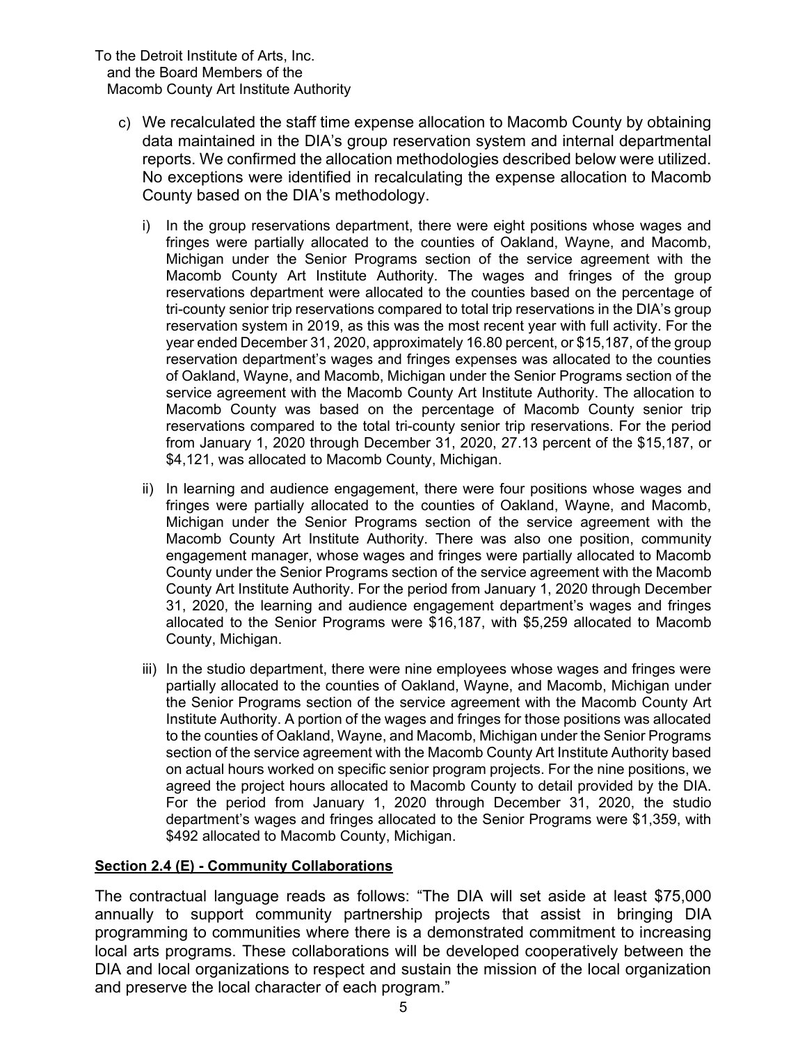To the Detroit Institute of Arts, Inc.
and the Board Members of the
Macomb County Art Institute Authority

c) We recalculated the staff time expense allocation to Macomb County by obtaining data maintained in the DIA's group reservation system and internal departmental reports. We confirmed the allocation methodologies described below were utilized. No exceptions were identified in recalculating the expense allocation to Macomb County based on the DIA's methodology.

   i) In the group reservations department, there were eight positions whose wages and fringes were partially allocated to the counties of Oakland, Wayne, and Macomb, Michigan under the Senior Programs section of the service agreement with the Macomb County Art Institute Authority. The wages and fringes of the group reservations department were allocated to the counties based on the percentage of tri-county senior trip reservations compared to total trip reservations in the DIA's group reservation system in 2019, as this was the most recent year with full activity. For the year ended December 31, 2020, approximately 16.80 percent, or $15,187, of the group reservation department's wages and fringes expenses was allocated to the counties of Oakland, Wayne, and Macomb, Michigan under the Senior Programs section of the service agreement with the Macomb County Art Institute Authority. The allocation to Macomb County was based on the percentage of Macomb County senior trip reservations compared to the total tri-county senior trip reservations. For the period from January 1, 2020 through December 31, 2020, 27.13 percent of the $15,187, or $4,121, was allocated to Macomb County, Michigan.

   ii) In learning and audience engagement, there were four positions whose wages and fringes were partially allocated to the counties of Oakland, Wayne, and Macomb, Michigan under the Senior Programs section of the service agreement with the Macomb County Art Institute Authority. There was also one position, community engagement manager, whose wages and fringes were partially allocated to Macomb County under the Senior Programs section of the service agreement with the Macomb County Art Institute Authority. For the period from January 1, 2020 through December 31, 2020, the learning and audience engagement department's wages and fringes allocated to the Senior Programs were $16,187, with $5,259 allocated to Macomb County, Michigan.

   iii) In the studio department, there were nine employees whose wages and fringes were partially allocated to the counties of Oakland, Wayne, and Macomb, Michigan under the Senior Programs section of the service agreement with the Macomb County Art Institute Authority. A portion of the wages and fringes for those positions was allocated to the counties of Oakland, Wayne, and Macomb, Michigan under the Senior Programs section of the service agreement with the Macomb County Art Institute Authority based on actual hours worked on specific senior program projects. For the nine positions, we agreed the project hours allocated to Macomb County to detail provided by the DIA. For the period from January 1, 2020 through December 31, 2020, the studio department's wages and fringes allocated to the Senior Programs were $1,359, with $492 allocated to Macomb County, Michigan.

**Section 2.4 (E) - Community Collaborations**

The contractual language reads as follows: "The DIA will set aside at least $75,000 annually to support community partnership projects that assist in bringing DIA programming to communities where there is a demonstrated commitment to increasing local arts programs. These collaborations will be developed cooperatively between the DIA and local organizations to respect and sustain the mission of the local organization and preserve the local character of each program."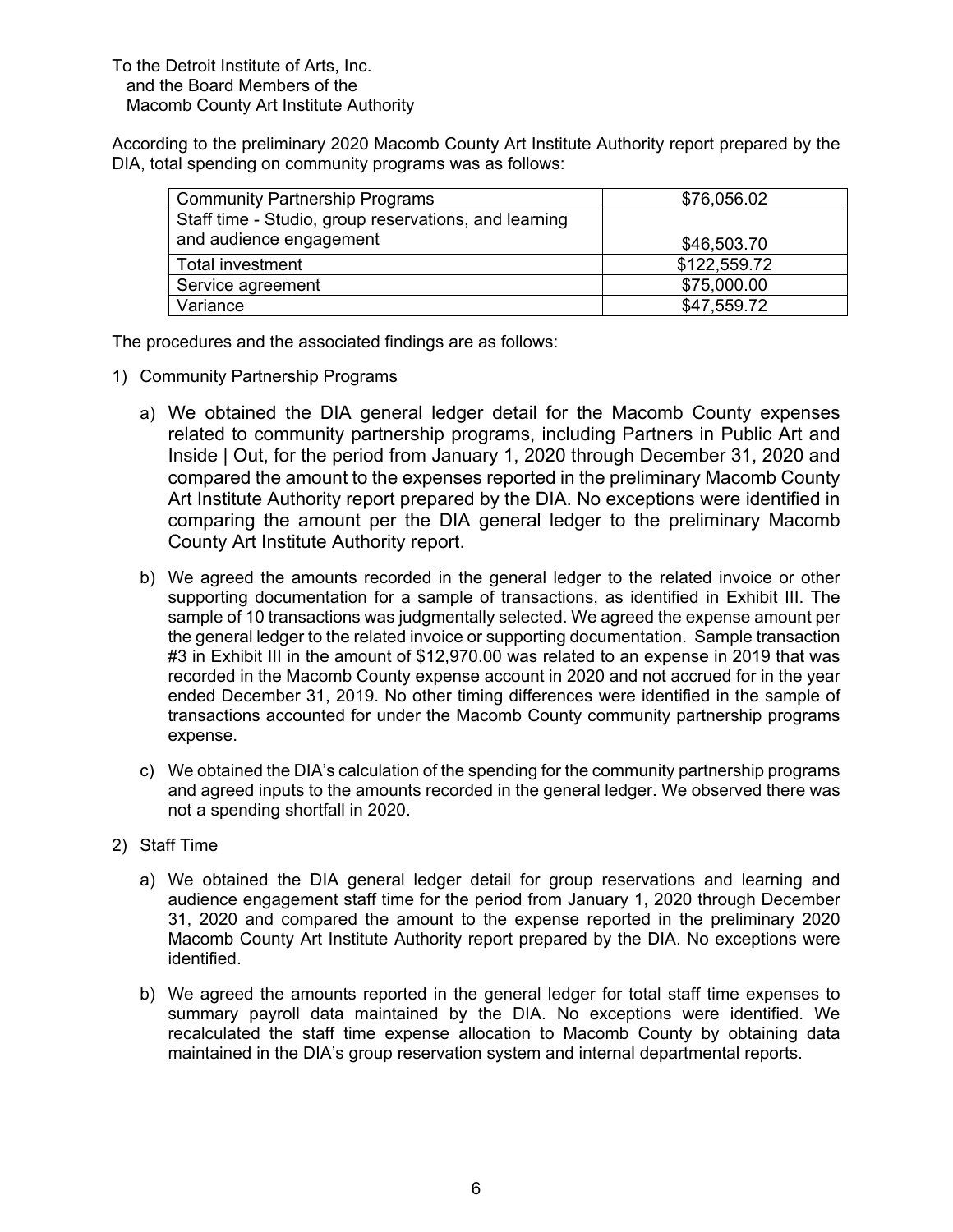To the Detroit Institute of Arts, Inc.
and the Board Members of the
Macomb County Art Institute Authority

According to the preliminary 2020 Macomb County Art Institute Authority report prepared by the DIA, total spending on community programs was as follows:

| | |
|---|---|
| Community Partnership Programs | $76,056.02 |
| Staff time - Studio, group reservations, and learning and audience engagement | $46,503.70 |
| Total investment | $122,559.72 |
| Service agreement | $75,000.00 |
| Variance | $47,559.72 |

The procedures and the associated findings are as follows:

1) Community Partnership Programs

   a) We obtained the DIA general ledger detail for the Macomb County expenses related to community partnership programs, including Partners in Public Art and Inside | Out, for the period from January 1, 2020 through December 31, 2020 and compared the amount to the expenses reported in the preliminary Macomb County Art Institute Authority report prepared by the DIA. No exceptions were identified in comparing the amount per the DIA general ledger to the preliminary Macomb County Art Institute Authority report.

   b) We agreed the amounts recorded in the general ledger to the related invoice or other supporting documentation for a sample of transactions, as identified in Exhibit III. The sample of 10 transactions was judgmentally selected. We agreed the expense amount per the general ledger to the related invoice or supporting documentation. Sample transaction #3 in Exhibit III in the amount of $12,970.00 was related to an expense in 2019 that was recorded in the Macomb County expense account in 2020 and not accrued for in the year ended December 31, 2019. No other timing differences were identified in the sample of transactions accounted for under the Macomb County community partnership programs expense.

   c) We obtained the DIA's calculation of the spending for the community partnership programs and agreed inputs to the amounts recorded in the general ledger. We observed there was not a spending shortfall in 2020.

2) Staff Time

   a) We obtained the DIA general ledger detail for group reservations and learning and audience engagement staff time for the period from January 1, 2020 through December 31, 2020 and compared the amount to the expense reported in the preliminary 2020 Macomb County Art Institute Authority report prepared by the DIA. No exceptions were identified.

   b) We agreed the amounts reported in the general ledger for total staff time expenses to summary payroll data maintained by the DIA. No exceptions were identified. We recalculated the staff time expense allocation to Macomb County by obtaining data maintained in the DIA's group reservation system and internal departmental reports.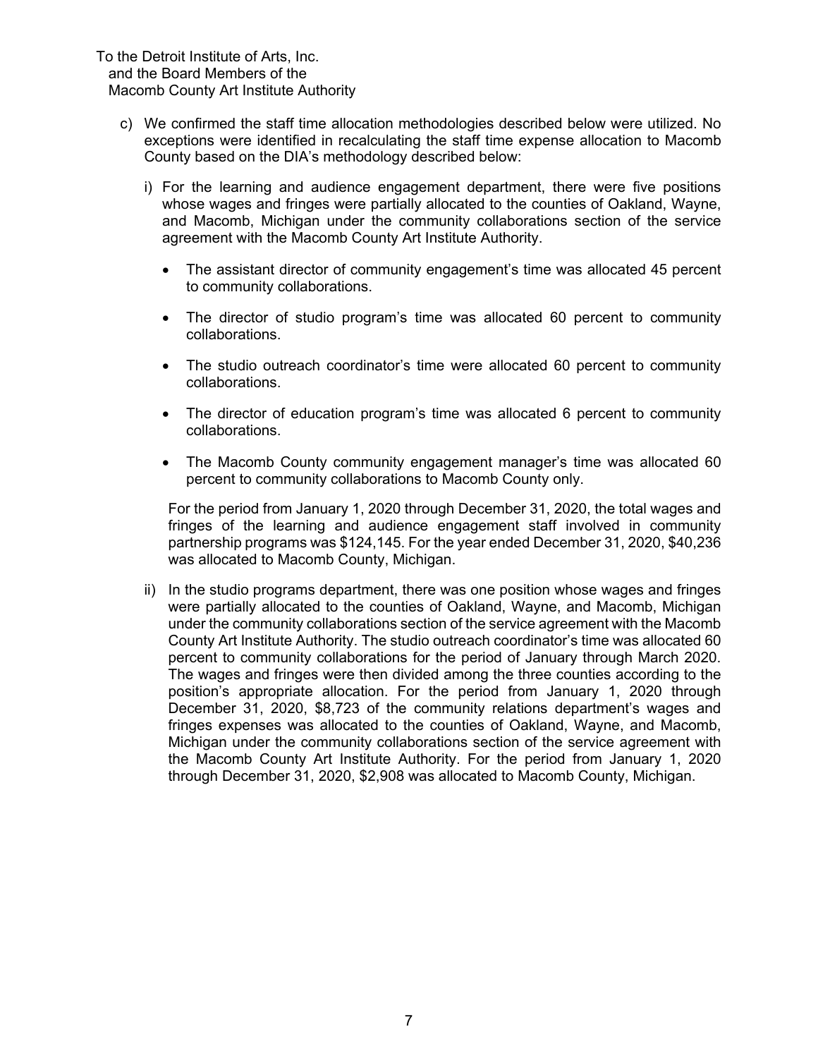To the Detroit Institute of Arts, Inc.
and the Board Members of the
Macomb County Art Institute Authority

c) We confirmed the staff time allocation methodologies described below were utilized. No exceptions were identified in recalculating the staff time expense allocation to Macomb County based on the DIA's methodology described below:

   i) For the learning and audience engagement department, there were five positions whose wages and fringes were partially allocated to the counties of Oakland, Wayne, and Macomb, Michigan under the community collaborations section of the service agreement with the Macomb County Art Institute Authority.

      - The assistant director of community engagement's time was allocated 45 percent to community collaborations.
      - The director of studio program's time was allocated 60 percent to community collaborations.
      - The studio outreach coordinator's time were allocated 60 percent to community collaborations.
      - The director of education program's time was allocated 6 percent to community collaborations.
      - The Macomb County community engagement manager's time was allocated 60 percent to community collaborations to Macomb County only.

      For the period from January 1, 2020 through December 31, 2020, the total wages and fringes of the learning and audience engagement staff involved in community partnership programs was $124,145. For the year ended December 31, 2020, $40,236 was allocated to Macomb County, Michigan.

   ii) In the studio programs department, there was one position whose wages and fringes were partially allocated to the counties of Oakland, Wayne, and Macomb, Michigan under the community collaborations section of the service agreement with the Macomb County Art Institute Authority. The studio outreach coordinator's time was allocated 60 percent to community collaborations for the period of January through March 2020. The wages and fringes were then divided among the three counties according to the position's appropriate allocation. For the period from January 1, 2020 through December 31, 2020, $8,723 of the community relations department's wages and fringes expenses was allocated to the counties of Oakland, Wayne, and Macomb, Michigan under the community collaborations section of the service agreement with the Macomb County Art Institute Authority. For the period from January 1, 2020 through December 31, 2020, $2,908 was allocated to Macomb County, Michigan.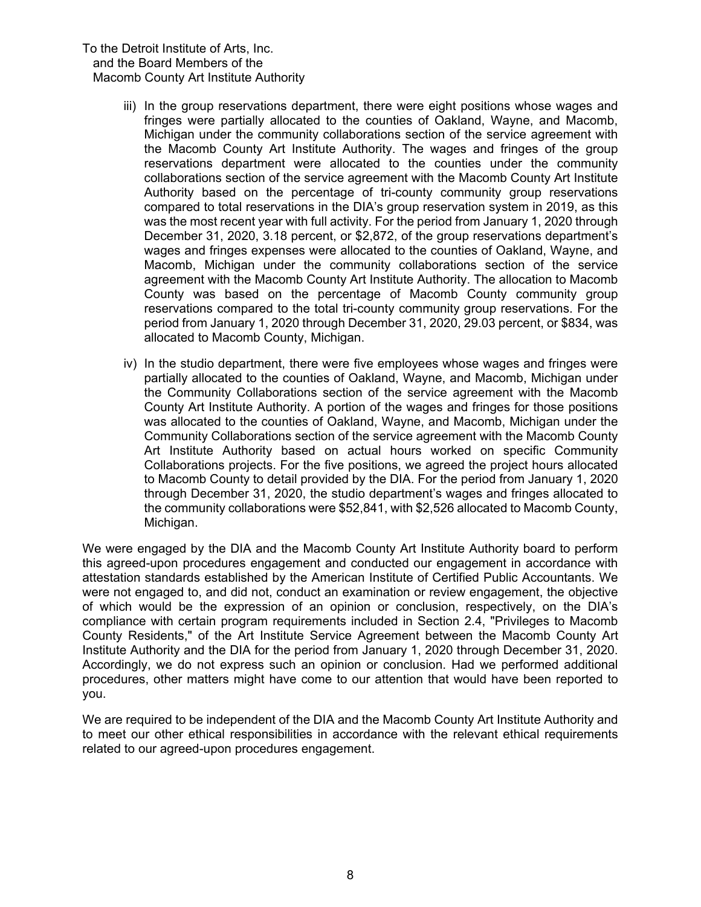To the Detroit Institute of Arts, Inc.
and the Board Members of the
Macomb County Art Institute Authority

iii) In the group reservations department, there were eight positions whose wages and fringes were partially allocated to the counties of Oakland, Wayne, and Macomb, Michigan under the community collaborations section of the service agreement with the Macomb County Art Institute Authority. The wages and fringes of the group reservations department were allocated to the counties under the community collaborations section of the service agreement with the Macomb County Art Institute Authority based on the percentage of tri-county community group reservations compared to total reservations in the DIA's group reservation system in 2019, as this was the most recent year with full activity. For the period from January 1, 2020 through December 31, 2020, 3.18 percent, or $2,872, of the group reservations department's wages and fringes expenses were allocated to the counties of Oakland, Wayne, and Macomb, Michigan under the community collaborations section of the service agreement with the Macomb County Art Institute Authority. The allocation to Macomb County was based on the percentage of Macomb County community group reservations compared to the total tri-county community group reservations. For the period from January 1, 2020 through December 31, 2020, 29.03 percent, or $834, was allocated to Macomb County, Michigan.

iv) In the studio department, there were five employees whose wages and fringes were partially allocated to the counties of Oakland, Wayne, and Macomb, Michigan under the Community Collaborations section of the service agreement with the Macomb County Art Institute Authority. A portion of the wages and fringes for those positions was allocated to the counties of Oakland, Wayne, and Macomb, Michigan under the Community Collaborations section of the service agreement with the Macomb County Art Institute Authority based on actual hours worked on specific Community Collaborations projects. For the five positions, we agreed the project hours allocated to Macomb County to detail provided by the DIA. For the period from January 1, 2020 through December 31, 2020, the studio department's wages and fringes allocated to the community collaborations were $52,841, with $2,526 allocated to Macomb County, Michigan.

We were engaged by the DIA and the Macomb County Art Institute Authority board to perform this agreed-upon procedures engagement and conducted our engagement in accordance with attestation standards established by the American Institute of Certified Public Accountants. We were not engaged to, and did not, conduct an examination or review engagement, the objective of which would be the expression of an opinion or conclusion, respectively, on the DIA's compliance with certain program requirements included in Section 2.4, "Privileges to Macomb County Residents," of the Art Institute Service Agreement between the Macomb County Art Institute Authority and the DIA for the period from January 1, 2020 through December 31, 2020. Accordingly, we do not express such an opinion or conclusion. Had we performed additional procedures, other matters might have come to our attention that would have been reported to you.

We are required to be independent of the DIA and the Macomb County Art Institute Authority and to meet our other ethical responsibilities in accordance with the relevant ethical requirements related to our agreed-upon procedures engagement.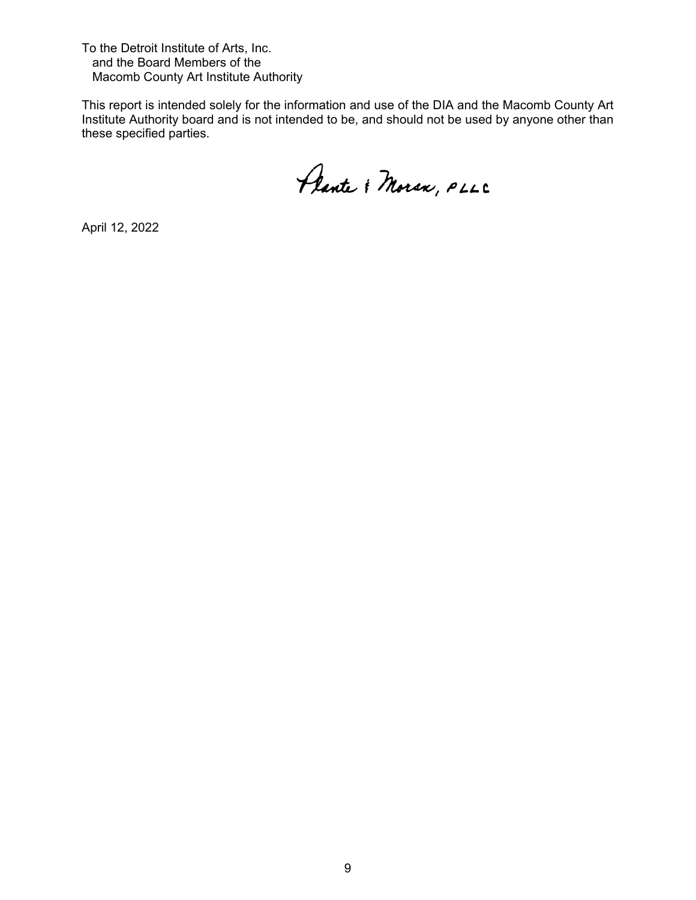To the Detroit Institute of Arts, Inc.
and the Board Members of the
Macomb County Art Institute Authority

This report is intended solely for the information and use of the DIA and the Macomb County Art Institute Authority board and is not intended to be, and should not be used by anyone other than these specified parties.

Plante & Moran, PLLC

April 12, 2022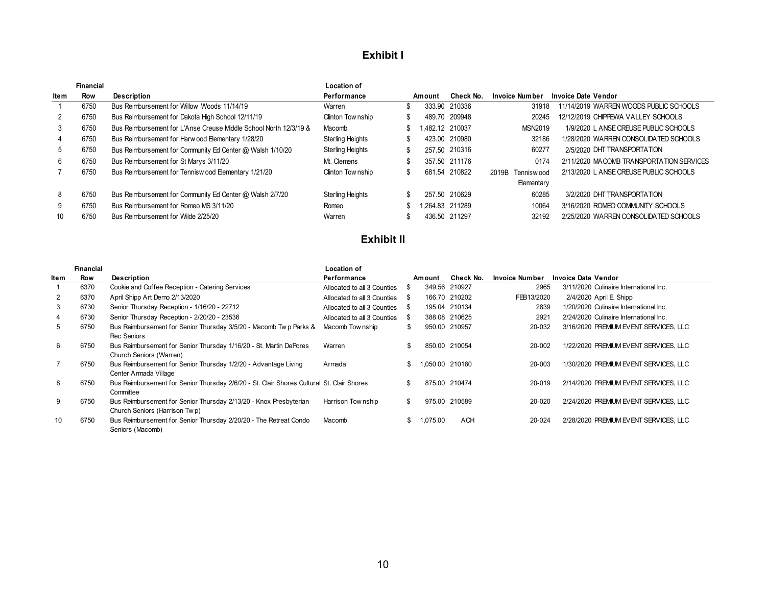# Exhibit I

| Item | Financial Row | Description | Location of Performance | Amount | Check No. | Invoice Number | Invoice Date | Vendor |
|---|---|---|---|---|---|---|---|---|
| 1 | 6750 | Bus Reimbursement for Willow Woods 11/14/19 | Warren | $ 333.90 | 210336 | 31918 | 11/14/2019 | WARREN WOODS PUBLIC SCHOOLS |
| 2 | 6750 | Bus Reimbursement for Dakota High School 12/11/19 | Clinton Township | $ 489.70 | 209948 | 20245 | 12/12/2019 | CHIPPEWA VALLEY SCHOOLS |
| 3 | 6750 | Bus Reimbursement for L'Anse Creuse Middle School North 12/3/19 & | Macomb | $ 1,482.12 | 210037 | MSN2019 | 1/9/2020 | L ANSE CREUSE PUBLIC SCHOOLS |
| 4 | 6750 | Bus Reimbursement for Harwood Elementary 1/28/20 | Sterling Heights | $ 423.00 | 210980 | 32186 | 1/28/2020 | WARREN CONSOLIDATED SCHOOLS |
| 5 | 6750 | Bus Reimbursement for Community Ed Center @ Walsh 1/10/20 | Sterling Heights | $ 257.50 | 210316 | 60277 | 2/5/2020 | DHT TRANSPORTATION |
| 6 | 6750 | Bus Reimbursement for St Marys 3/11/20 | Mt. Clemens | $ 357.50 | 211176 | 0174 | 2/11/2020 | MACOMB TRANSPORTATION SERVICES |
| 7 | 6750 | Bus Reimbursement for Tenniswood Elementary 1/21/20 | Clinton Township | $ 681.54 | 210822 | 2019B Tenniswood Elementary | 2/13/2020 | L ANSE CREUSE PUBLIC SCHOOLS |
| 8 | 6750 | Bus Reimbursement for Community Ed Center @ Walsh 2/7/20 | Sterling Heights | $ 257.50 | 210629 | 60285 | 3/2/2020 | DHT TRANSPORTATION |
| 9 | 6750 | Bus Reimbursement for Romeo MS 3/11/20 | Romeo | $ 1,264.83 | 211289 | 10064 | 3/16/2020 | ROMEO COMMUNITY SCHOOLS |
| 10 | 6750 | Bus Reimbursement for Wilde 2/25/20 | Warren | $ 436.50 | 211297 | 32192 | 2/25/2020 | WARREN CONSOLIDATED SCHOOLS |

# Exhibit II

| Item | Financial Row | Description | Location of Performance | Amount | Check No. | Invoice Number | Invoice Date | Vendor |
|---|---|---|---|---|---|---|---|---|
| 1 | 6370 | Cookie and Coffee Reception - Catering Services | Allocated to all 3 Counties | $ 349.56 | 210927 | 2965 | 3/11/2020 | Culinaire International Inc. |
| 2 | 6370 | April Shipp Art Demo 2/13/2020 | Allocated to all 3 Counties | $ 166.70 | 210202 | FEB13/2020 | 2/4/2020 | April E. Shipp |
| 3 | 6730 | Senior Thursday Reception - 1/16/20 - 22712 | Allocated to all 3 Counties | $ 195.04 | 210134 | 2839 | 1/20/2020 | Culinaire International Inc. |
| 4 | 6730 | Senior Thursday Reception - 2/20/20 - 23536 | Allocated to all 3 Counties | $ 388.08 | 210625 | 2921 | 2/24/2020 | Culinaire International Inc. |
| 5 | 6750 | Bus Reimbursement for Senior Thursday 3/5/20 - Macomb Twp Parks & Rec Seniors | Macomb Township | $ 950.00 | 210957 | 20-032 | 3/16/2020 | PREMIUM EVENT SERVICES, LLC |
| 6 | 6750 | Bus Reimbursement for Senior Thursday 1/16/20 - St. Martin DePores Church Seniors (Warren) | Warren | $ 850.00 | 210054 | 20-002 | 1/22/2020 | PREMIUM EVENT SERVICES, LLC |
| 7 | 6750 | Bus Reimbursement for Senior Thursday 1/2/20 - Advantage Living Center Armada Village | Armada | $ 1,050.00 | 210180 | 20-003 | 1/30/2020 | PREMIUM EVENT SERVICES, LLC |
| 8 | 6750 | Bus Reimbursement for Senior Thursday 2/6/20 - St. Clair Shores Cultural Committee | St. Clair Shores | $ 875.00 | 210474 | 20-019 | 2/14/2020 | PREMIUM EVENT SERVICES, LLC |
| 9 | 6750 | Bus Reimbursement for Senior Thursday 2/13/20 - Knox Presbyterian Church Seniors (Harrison Twp) | Harrison Township | $ 975.00 | 210589 | 20-020 | 2/24/2020 | PREMIUM EVENT SERVICES, LLC |
| 10 | 6750 | Bus Reimbursement for Senior Thursday 2/20/20 - The Retreat Condo Seniors (Macomb) | Macomb | $ 1,075.00 | ACH | 20-024 | 2/28/2020 | PREMIUM EVENT SERVICES, LLC |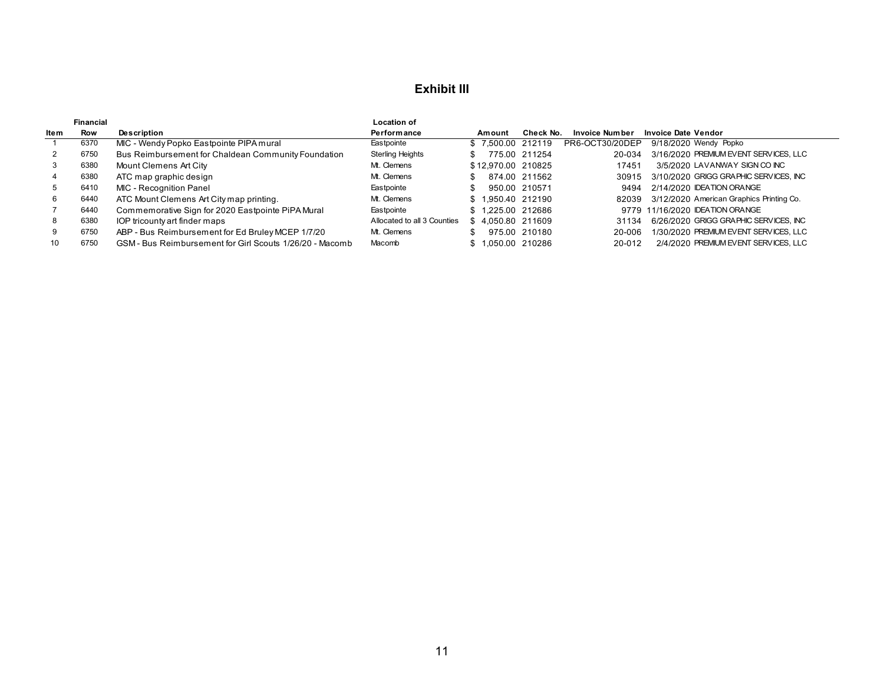# Exhibit III

| Item | Financial Row | Description | Location of Performance | Amount | Check No. | Invoice Number | Invoice Date | Vendor |
|---|---|---|---|---|---|---|---|---|
| 1 | 6370 | MIC - Wendy Popko Eastpointe PIPA mural | Eastpointe | $ 7,500.00 | 212119 | PR6-OCT30/20DEP | 9/18/2020 | Wendy Popko |
| 2 | 6750 | Bus Reimbursement for Chaldean Community Foundation | Sterling Heights | $ 775.00 | 211254 | 20-034 | 3/16/2020 | PREMIUM EVENT SERVICES, LLC |
| 3 | 6380 | Mount Clemens Art City | Mt. Clemens | $ 12,970.00 | 210825 | 17451 | 3/5/2020 | LAVANWAY SIGN CO INC |
| 4 | 6380 | ATC map graphic design | Mt. Clemens | $ 874.00 | 211562 | 30915 | 3/10/2020 | GRIGG GRAPHIC SERVICES, INC |
| 5 | 6410 | MIC - Recognition Panel | Eastpointe | $ 950.00 | 210571 | 9494 | 2/14/2020 | IDEATION ORANGE |
| 6 | 6440 | ATC Mount Clemens Art City map printing. | Mt. Clemens | $ 1,950.40 | 212190 | 82039 | 3/12/2020 | American Graphics Printing Co. |
| 7 | 6440 | Commemorative Sign for 2020 Eastpointe PiPA Mural | Eastpointe | $ 1,225.00 | 212686 | 9779 | 11/16/2020 | IDEATION ORANGE |
| 8 | 6380 | IOP tricounty art finder maps | Allocated to all 3 Counties | $ 4,050.80 | 211609 | 31134 | 6/26/2020 | GRIGG GRAPHIC SERVICES, INC |
| 9 | 6750 | ABP - Bus Reimbursement for Ed Bruley MCEP 1/7/20 | Mt. Clemens | $ 975.00 | 210180 | 20-006 | 1/30/2020 | PREMIUM EVENT SERVICES, LLC |
| 10 | 6750 | GSM - Bus Reimbursement for Girl Scouts 1/26/20 - Macomb | Macomb | $ 1,050.00 | 210286 | 20-012 | 2/4/2020 | PREMIUM EVENT SERVICES, LLC |